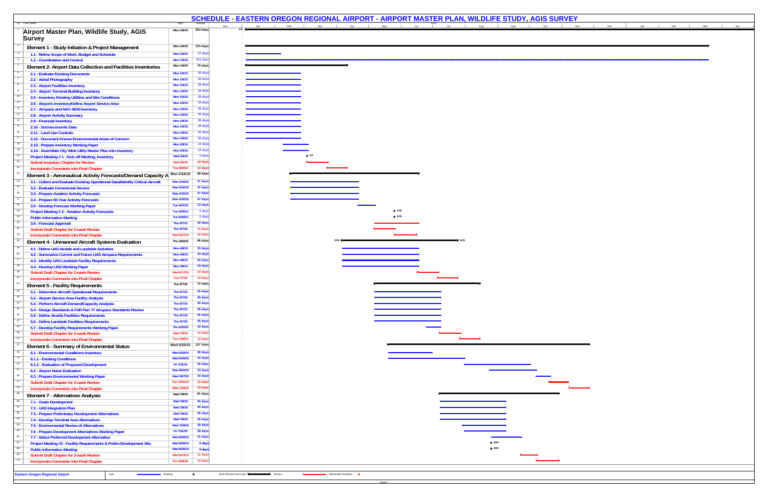# SCHEDULE - EASTERN OREGON REGIONAL AIRPORT - AIRPORT MASTER PLAN, WILDLIFE STUDY, AGIS SURVEY

| ID | Task Name | Start | Duration |
|---|---|---|---|
| 1 | **Airport Master Plan, Wildlife Study, AGIS Survey** | Mon 1/5/15 | 524 days |
| 2 | **Element 1 - Study Initiation & Project Management** | Mon 1/5/15 | 315 days |
| 3 | 1.1 - Refine Scope of Work, Budget and Schedule | Mon 1/5/15 | 25 days |
| 4 | 1.2 - Coordination and Control | Mon 1/5/15 | 315 days |
| 5 | **Element 2- Airport Data Collection and Facilities Inventories** | Mon 1/5/15 | 70 days |
| 6 | 2.1 - Evaluate Existing Documents | Mon 1/5/15 | 38 days |
| 7 | 2.2 - Aerial Photography | Mon 1/5/15 | 38 days |
| 8 | 2.3 - Airport Facilities Inventory | Mon 1/5/15 | 38 days |
| 9 | 2.4 - Airport Terminal Building Inventory | Mon 1/5/15 | 38 days |
| 10 | 2.5 - Inventory Existing Utilities and Site Conditions | Mon 1/5/15 | 38 days |
| 11 | 2.6 - Airports Inventory/Define Airport Service Area | Mon 1/5/15 | 38 days |
| 12 | 2.7 - Airspace and NAV AIDS Inventory | Mon 1/5/15 | 38 days |
| 13 | 2.8 - Airport Activity Summary | Mon 1/5/15 | 38 days |
| 14 | 2.9 - Financial Inventory | Mon 1/5/15 | 38 days |
| 15 | 2.10 - Socioeconomic Data | Mon 1/5/15 | 38 days |
| 16 | 2.11 - Land Use Controls | Mon 1/5/15 | 38 days |
| 17 | 2.12 - Document Known Environmental Areas of Concern | Mon 1/5/15 | 38 days |
| 18 | 2.13 - Prepare Inventory Working Paper | Mon 2/9/15 | 18 days |
| 19 | 2.14 - Assimilate City Wide Utility Master Plan into Inventory | Mon 2/9/15 | 18 days |
| 20 | Project Meeting # 1 - Kick off Meeting, Inventory | Wed 3/4/15 | 0 days |
| 21 | Submit Inventory Chapter for Review | Wed 3/4/15 | 14 days |
| 22 | Incorporate Comments into Final Chapter | Tue 3/24/15 | 14 days |
| 23 | **Element 3 - Aeronautical Activity Forecasts/Demand Capacity A** | Mon 2/16/15 | 88 days |
| 24 | 3.1 - Collect and Evaluate Existing Operational Data/Identify Critical Aircraft | Mon 2/16/15 | 47 days |
| 25 | 3.2 - Evaluate Commercial Service | Mon 2/16/15 | 47 days |
| 26 | 3.3 - Prepare Aviation Activity Forecasts | Mon 2/16/15 | 47 days |
| 27 | 3.4 - Prepare 50-Year Activity Forecasts | Mon 2/16/15 | 47 days |
| 28 | 3.5 - Develop Forecast Working Paper | Tue 4/21/15 | 13 days |
| 29 | Project Meeting # 2 - Aviation Activity Forecasts | Tue 5/26/15 | 0 days |
| 30 | Public Information Meeting | Tue 5/26/15 | 0 days |
| 31 | 3.6 - Forecast Approval | Thu 5/7/15 | 30 days |
| 32 | Submit Draft Chapter for 2-week Review | Thu 5/7/15 | 14 days |
| 33 | Incorporate Comments into Final Chapter | Wed 5/27/15 | 14 days |
| 34 | **Element 4 - Unmanned Aircraft Systems Evaluation** | Thu 3/26/15 | 66 days |
| 35 | 4.1 - Define UAS Airside and Landside Activities | Mon 4/6/15 | 53 days |
| 36 | 4.2 - Summarize Current and Future UAS Airspace Requirements | Mon 4/6/15 | 53 days |
| 37 | 4.3 - Identify UAS Landside Facility Requirements | Mon 4/6/15 | 53 days |
| 38 | 4.4 - Develop UAS Working Paper | Mon 4/6/15 | 53 days |
| 39 | Submit Draft Chapter for 2-week Review | Wed 6/17/15 | 14 days |
| 40 | Incorporate Comments into Final Chapter | Tue 7/7/15 | 14 days |
| 41 | **Element 5 - Facility Requirements** | Thu 5/7/15 | 72 days |
| 42 | 5.1 - Determine Aircraft Operational Requirements | Thu 5/7/15 | 45 days |
| 43 | 5.2 - Airport Service Area Facility Analysis | Thu 5/7/15 | 45 days |
| 44 | 5.3 - Perform Aircraft Demand/Capacity Analysis | Thu 5/7/15 | 45 days |
| 45 | 5.4 - Design Standards & FAR Part 77 Airspace Standards Review | Thu 5/7/15 | 45 days |
| 46 | 5.5 - Define Airside Facilities Requirements | Thu 5/7/15 | 45 days |
| 47 | 5.6 - Define Landside Facilities Requirements | Thu 5/7/15 | 45 days |
| 48 | 5.7 - Develop Facility Requirements Working Paper | Thu 6/25/15 | 10 days |
| 49 | Submit Draft Chapter for 2-week Review | Wed 7/8/15 | 14 days |
| 50 | Incorporate Comments into Final Chapter | Tue 7/28/15 | 14 days |
| 51 | **Element 6 - Summary of Environmental Status** | Wed 5/20/15 | 137 days |
| 52 | 6.1 - Environmental Conditions Inventory | Wed 5/20/15 | 30 days |
| 53 | 6.1.1 - Existing Conditions | Wed 5/20/15 | 53 days |
| 54 | 6.1.2 - Evaluation of Proposed Development | Fri 7/31/15 | 45 days |
| 55 | 6.2 - Airport Noise Evaluation | Mon 8/24/15 | 33 days |
| 56 | 6.3 - Prepare Environmental Working Paper | Wed 10/7/15 | 10 days |
| 57 | Submit Draft Chapter for 2-week Review | Tue 10/20/15 | 14 days |
| 58 | Incorporate Comments into Final Chapter | Mon 11/9/15 | 14 days |
| 59 | **Element 7 - Alternatives Analysis** | Wed 7/8/15 | 81 days |
| 60 | 7.1 - Goals Development | Wed 7/8/15 | 45 days |
| 61 | 7.2 - UAS Integration Plan | Wed 7/8/15 | 45 days |
| 62 | 7.3 - Prepare Preliminary Development Alternatives | Wed 7/8/15 | 45 days |
| 63 | 7.4 - Develop Terminal Area Alternatives | Wed 7/8/15 | 45 days |
| 64 | 7.5 - Environmental Review of Alternatives | Wed 7/29/15 | 30 days |
| 65 | 7.6 - Prepare Development Alternatives Working Paper | Fri 7/31/15 | 28 days |
| 66 | 7.7 - Select Preferred Development Alternative | Wed 8/26/15 | 21 days |
| 67 | Project Meeting #3 - Facility Requirements & Prelim Development Alts | Wed 8/26/15 | 0 days |
| 68 | Public Information Meeting | Wed 8/26/15 | 0 days |
| 69 | Submit Draft Chapter for 2-week Review | Wed 9/23/15 | 12 days |
| 70 | Incorporate Comments into Final Chapter | Fri 10/9/15 | 14 days |

Eastern Oregon Regional Airport — Legend: Task | Meeting | Work Element Summary | Review | Deliverable Deadline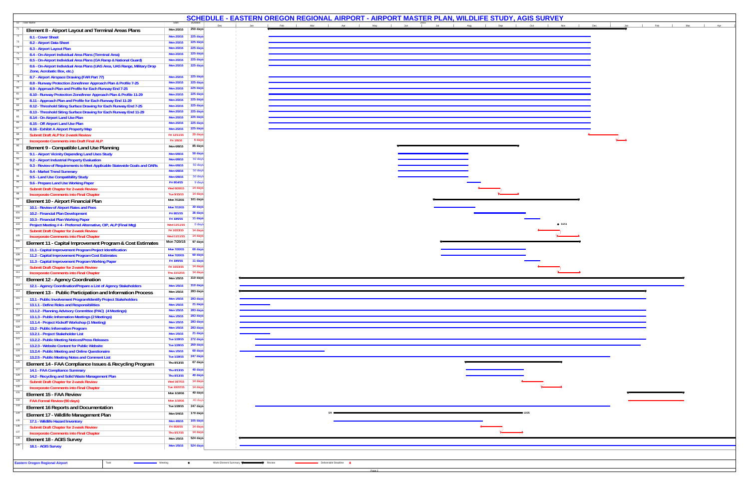# SCHEDULE - EASTERN OREGON REGIONAL AIRPORT - AIRPORT MASTER PLAN, WILDLIFE STUDY, AGIS SURVEY

| ID | Task Name | Start | Duration |
|---|---|---|---|
| 71 | **Element 8 - Airport Layout and Terminal Areas Plans** | Mon 2/2/15 | 250 days |
| 72 | 8.1 - Cover Sheet | Mon 2/2/15 | 225 days |
| 73 | 8.2 - Airport Data Sheet | Mon 2/2/15 | 225 days |
| 74 | 8.3 - Airport Layout Plan | Mon 2/2/15 | 225 days |
| 75 | 8.4 - On-Airport Individual Area Plans (Terminal Area) | Mon 2/2/15 | 225 days |
| 76 | 8.5 - On-Airport Individual Area Plans (GA Ramp & National Guard) | Mon 2/2/15 | 225 days |
| 77 | 8.6 - On-Airport Individual Area Plans (UAS Area, UAS Range, Military Drop Zone, Acrobatic Box, etc.) | Mon 2/2/15 | 225 days |
| 78 | 8.7 - Airport Airspace Drawing (FAR Part 77) | Mon 2/2/15 | 225 days |
| 79 | 8.8 - Runway Protection Zone/Inner Approach Plan & Profile 7-25 | Mon 2/2/15 | 225 days |
| 80 | 8.9 - Approach Plan and Profile for Each Runway End 7-25 | Mon 2/2/15 | 225 days |
| 81 | 8.10 - Runway Protection Zone/Inner Approach Plan & Profile 11-29 | Mon 2/2/15 | 225 days |
| 82 | 8.11 - Approach Plan and Profile for Each Runway End 11-29 | Mon 2/2/15 | 225 days |
| 83 | 8.12 - Threshold Siting Surface Drawing for Each Runway End 7-25 | Mon 2/2/15 | 225 days |
| 84 | 8.13 - Threshold Siting Surface Drawing for Each Runway End 11-29 | Mon 2/2/15 | 225 days |
| 85 | 8.14 - On Airport Land Use Plan | Mon 2/2/15 | 225 days |
| 86 | 8.15 - Off Airport Land Use Plan | Mon 2/2/15 | 225 days |
| 87 | 8.16 - Exhibit A Airport Property Map | Mon 2/2/15 | 225 days |
| 88 | Submit Draft ALP for 2-week Review | Fri 12/11/15 | 20 days |
| 89 | Incorporate Comments into Draft Final ALP | Fri 1/8/16 | 6 days |
| 90 | **Element 9 - Compatible Land Use Planning** | Mon 6/8/15 | 85 days |
| 91 | 9.1 - Airport Vicinity Depending Land Uses Study | Mon 6/8/15 | 50 days |
| 92 | 9.2 - Airport Industrial Property Evaluation | Mon 6/8/15 | 50 days |
| 93 | 9.3 - Review of Requirements to Meet Applicable Statewide Goals and OARs | Mon 6/8/15 | 50 days |
| 94 | 9.4 - Market Trend Summary | Mon 6/8/15 | 50 days |
| 95 | 9.5 - Land Use Compatibility Study | Mon 6/8/15 | 50 days |
| 96 | 9.6 - Prepare Land Use Working Paper | Fri 8/14/15 | 9 days |
| 97 | Submit Draft Chapter for 2-week Review | Wed 8/26/15 | 14 days |
| 98 | Incorporate Comments into Final Chapter | Tue 9/15/15 | 14 days |
| 99 | **Element 10 - Airport Financial Plan** | Mon 7/13/15 | 101 days |
| 100 | 10.1 - Review of Airport Rates and Fees | Mon 7/13/15 | 30 days |
| 101 | 10.2 - Financial Plan Development | Fri 8/21/15 | 36 days |
| 102 | 10.3 - Financial Plan Working Paper | Fri 10/9/15 | 11 days |
| 103 | Project Meeting # 4 - Preferred Alternative, CIP, ALP (Final Mtg) | Wed 11/11/15 | 0 days |
| 104 | Submit Draft Chapter for 2-week Review | Fri 10/23/15 | 14 days |
| 105 | Incorporate Comments into Final Chapter | Wed 11/11/15 | 14 days |
| 106 | **Element 11 - Capital Improvement Program & Cost Estimates** | Mon 7/20/15 | 97 days |
| 107 | 11.1 - Capital Improvement Program Project Identification | Mon 7/20/15 | 60 days |
| 108 | 11.2 - Capital Improvement Program Cost Estimates | Mon 7/20/15 | 60 days |
| 109 | 11.3 - Capital Improvement Program Working Paper | Fri 10/9/15 | 11 days |
| 110 | Submit Draft Chapter for 2-week Review | Fri 10/23/15 | 14 days |
| 111 | Incorporate Comments into Final Chapter | Thu 11/12/15 | 14 days |
| 112 | **Element 12 - Agency Coordination** | Mon 1/5/15 | 310 days |
| 113 | 12.1 - Agency Coordination/Prepare a List of Agency Stakeholders | Mon 1/5/15 | 310 days |
| 114 | **Element 13 - Public Participation and Information Process** | Mon 1/5/15 | 283 days |
| 115 | 13.1 - Public Involvement Program/Identify Project Stakeholders | Mon 1/5/15 | 283 days |
| 116 | 13.1.1 - Define Roles and Responsibilities | Mon 1/5/15 | 21 days |
| 117 | 13.1.2 - Planning Advisory Committee (PAC) (4 Meetings) | Mon 1/5/15 | 283 days |
| 118 | 13.1.3 - Public Information Meetings (2 Meetings) | Mon 1/5/15 | 283 days |
| 119 | 13.1.4 - Project Kickoff Workshop (1 Meeting) | Mon 1/5/15 | 283 days |
| 120 | 13.2 - Public Information Program | Mon 1/5/15 | 283 days |
| 121 | 13.2.1 - Project Stakeholder List | Mon 1/5/15 | 21 days |
| 122 | 13.2.2 - Public Meeting Notices/Press Releases | Tue 1/20/15 | 272 days |
| 123 | 13.2.3 - Website Content for Public Website | Tue 1/20/15 | 269 days |
| 124 | 13.2.4 - Public Meeting and Online Questionaire | Mon 1/5/15 | 60 days |
| 125 | 13.2.5 - Public Meeting Notes and Comment List | Tue 1/20/15 | 247 days |
| 126 | **Element 14 - FAA Compliance Issues & Recycling Program** | Thu 8/13/15 | 67 days |
| 127 | 14.1 - FAA Compliance Summary | Thu 8/13/15 | 40 days |
| 128 | 14.2 - Recycling and Solid Waste Management Plan | Thu 8/13/15 | 40 days |
| 129 | Submit Draft Chapter for 2-week Review | Wed 10/7/15 | 14 days |
| 130 | Incorporate Comments into Final Chapter | Tue 10/27/15 | 14 days |
| 131 | **Element 15 - FAA Review** | Mon 1/18/16 | 40 days |
| 132 | FAA Formal Review (90 days) | Mon 1/18/16 | 40 days |
| 133 | **Element 16 Reports and Documentation** | Tue 1/20/15 | 247 days |
| 134 | **Element 17 - Wildlife Management Plan** | Mon 5/4/15 | 170 days |
| 135 | 17.1 - Wildlife Hazard Inventory | Mon 4/6/15 | 105 days |
| 136 | Submit Draft Chapter for 2-week Review | Fri 8/28/15 | 14 days |
| 137 | Incorporate Comments into Final Chapter | Thu 9/17/15 | 14 days |
| 138 | **Element 18 - AGIS Survey** | Mon 1/5/15 | 524 days |
| 139 | 18.1 - AGIS Survey | Mon 1/5/15 | 524 days |

Dec | Jan | Feb | Mar | Apr | May | Jun | Jul | Aug | Sep | Oct | Nov | Dec | Jan | Feb | Mar | Apr

2015

11/11

5/4

12/25

Eastern Oregon Regional Airport | Task | Meeting | Work Element Summary | Review | Deliverable Deadline